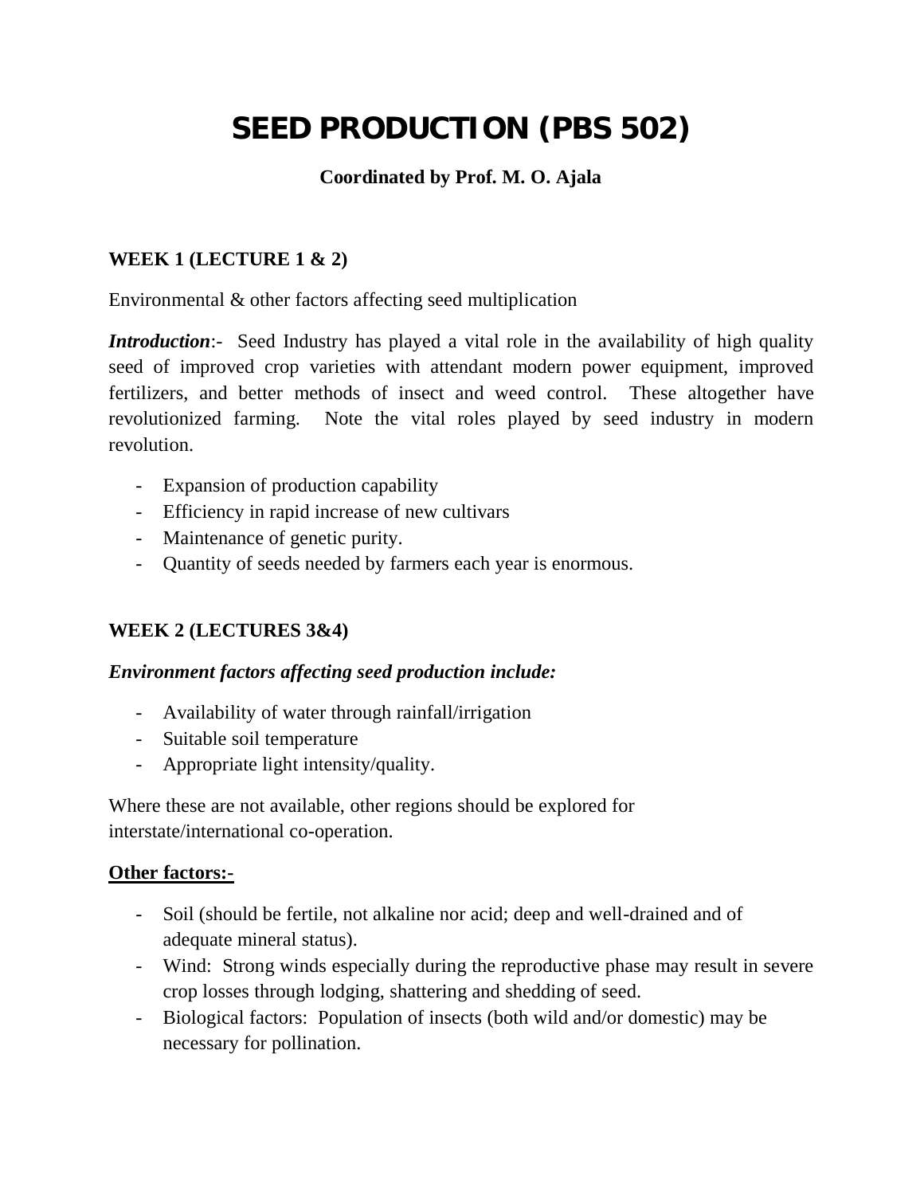# SEED PRODUCTION (PBS 502)

**Coordinated by Prof. M. O. Ajala**

### WEEK 1 (LECTURE 1 & 2)

Environmental & other factors affecting seed multiplication

***Introduction***:- Seed Industry has played a vital role in the availability of high quality seed of improved crop varieties with attendant modern power equipment, improved fertilizers, and better methods of insect and weed control. These altogether have revolutionized farming. Note the vital roles played by seed industry in modern revolution.

- Expansion of production capability
- Efficiency in rapid increase of new cultivars
- Maintenance of genetic purity.
- Quantity of seeds needed by farmers each year is enormous.

### WEEK 2 (LECTURES 3&4)

***Environment factors affecting seed production include:***

- Availability of water through rainfall/irrigation
- Suitable soil temperature
- Appropriate light intensity/quality.

Where these are not available, other regions should be explored for interstate/international co-operation.

**<u>Other factors:-</u>**

- Soil (should be fertile, not alkaline nor acid; deep and well-drained and of adequate mineral status).
- Wind: Strong winds especially during the reproductive phase may result in severe crop losses through lodging, shattering and shedding of seed.
- Biological factors: Population of insects (both wild and/or domestic) may be necessary for pollination.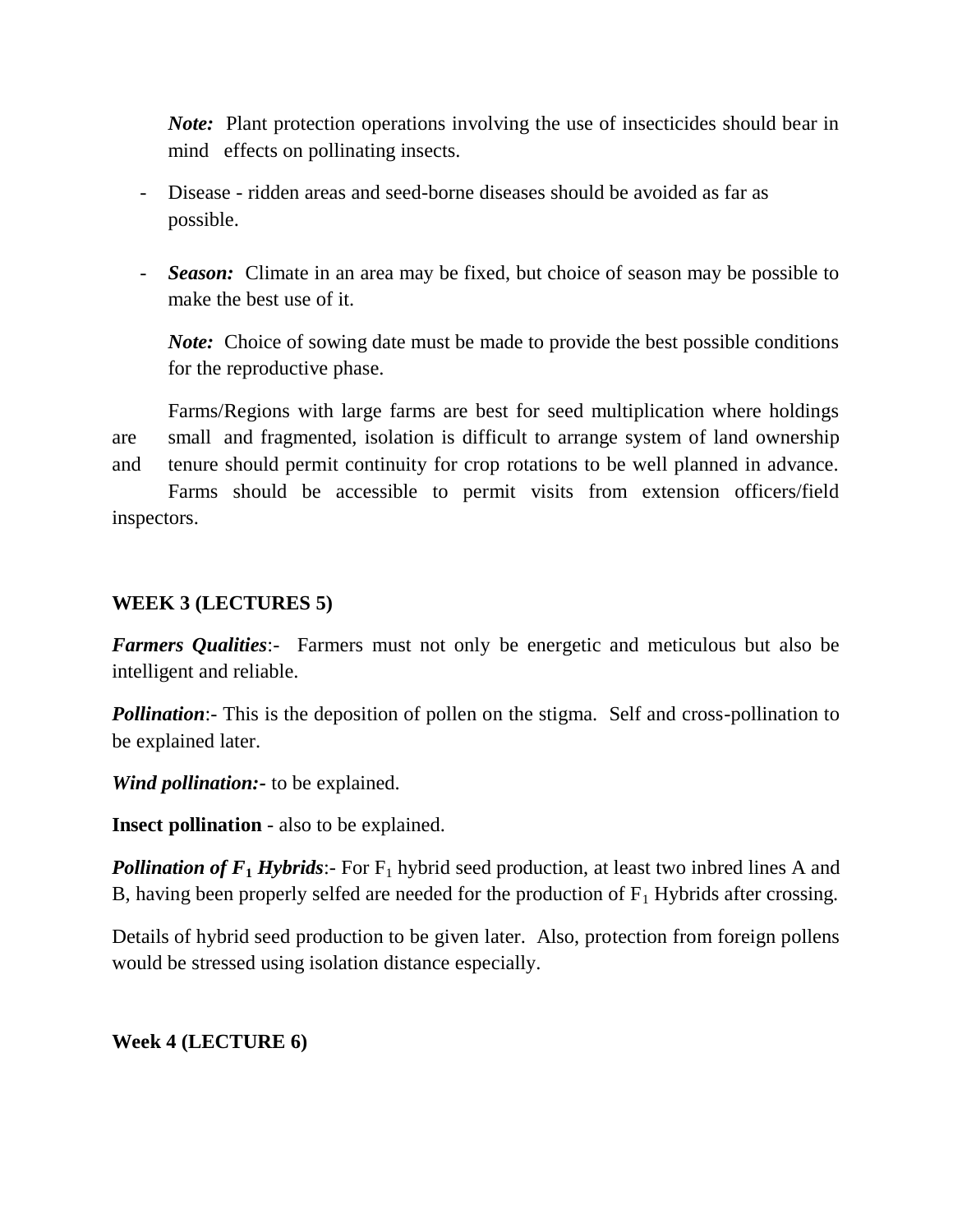*Note:* Plant protection operations involving the use of insecticides should bear in mind effects on pollinating insects.

- Disease - ridden areas and seed-borne diseases should be avoided as far as possible.

- ***Season:*** Climate in an area may be fixed, but choice of season may be possible to make the best use of it.

  *Note:* Choice of sowing date must be made to provide the best possible conditions for the reproductive phase.

Farms/Regions with large farms are best for seed multiplication where holdings are small and fragmented, isolation is difficult to arrange system of land ownership and tenure should permit continuity for crop rotations to be well planned in advance. Farms should be accessible to permit visits from extension officers/field inspectors.

## WEEK 3 (LECTURES 5)

***Farmers Qualities***:- Farmers must not only be energetic and meticulous but also be intelligent and reliable.

***Pollination***:- This is the deposition of pollen on the stigma. Self and cross-pollination to be explained later.

***Wind pollination:-*** to be explained.

**Insect pollination** - also to be explained.

***Pollination of $F_1$ Hybrids***:- For $F_1$ hybrid seed production, at least two inbred lines A and B, having been properly selfed are needed for the production of $F_1$ Hybrids after crossing.

Details of hybrid seed production to be given later. Also, protection from foreign pollens would be stressed using isolation distance especially.

## Week 4 (LECTURE 6)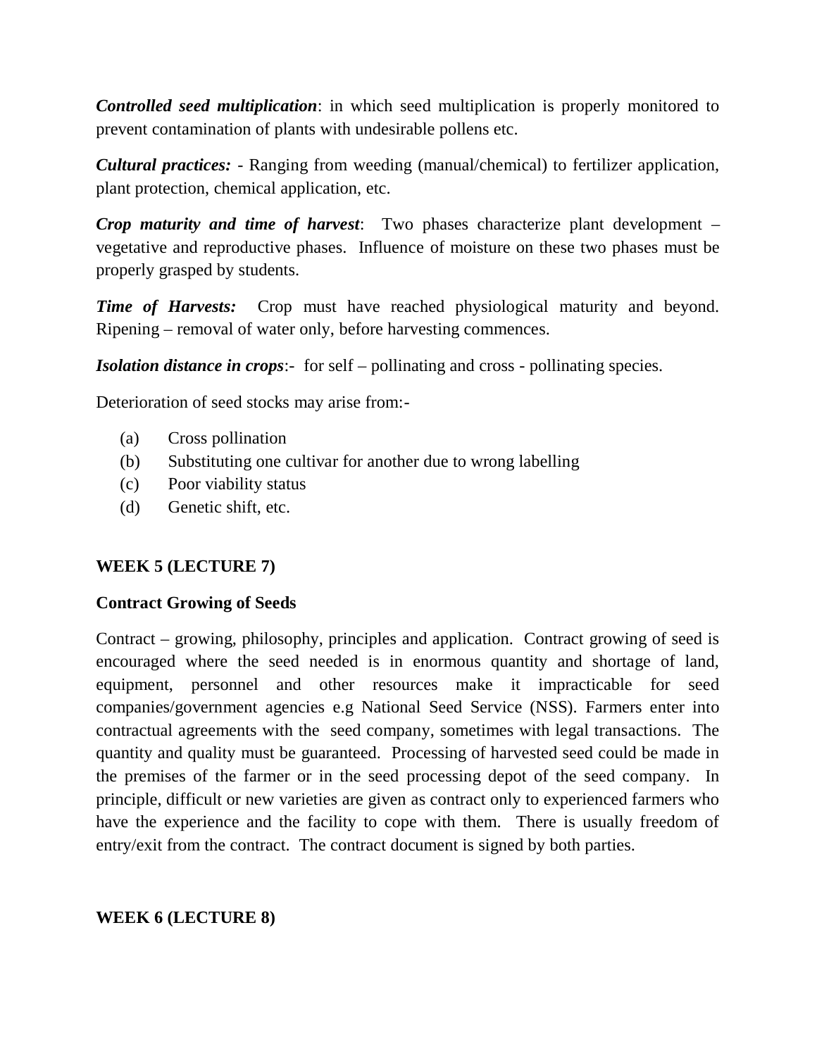***Controlled seed multiplication***: in which seed multiplication is properly monitored to prevent contamination of plants with undesirable pollens etc.

***Cultural practices:*** - Ranging from weeding (manual/chemical) to fertilizer application, plant protection, chemical application, etc.

***Crop maturity and time of harvest***: Two phases characterize plant development – vegetative and reproductive phases. Influence of moisture on these two phases must be properly grasped by students.

***Time of Harvests:*** Crop must have reached physiological maturity and beyond. Ripening – removal of water only, before harvesting commences.

***Isolation distance in crops***:- for self – pollinating and cross - pollinating species.

Deterioration of seed stocks may arise from:-

(a) Cross pollination
(b) Substituting one cultivar for another due to wrong labelling
(c) Poor viability status
(d) Genetic shift, etc.

**WEEK 5 (LECTURE 7)**

**Contract Growing of Seeds**

Contract – growing, philosophy, principles and application. Contract growing of seed is encouraged where the seed needed is in enormous quantity and shortage of land, equipment, personnel and other resources make it impracticable for seed companies/government agencies e.g National Seed Service (NSS). Farmers enter into contractual agreements with the seed company, sometimes with legal transactions. The quantity and quality must be guaranteed. Processing of harvested seed could be made in the premises of the farmer or in the seed processing depot of the seed company. In principle, difficult or new varieties are given as contract only to experienced farmers who have the experience and the facility to cope with them. There is usually freedom of entry/exit from the contract. The contract document is signed by both parties.

**WEEK 6 (LECTURE 8)**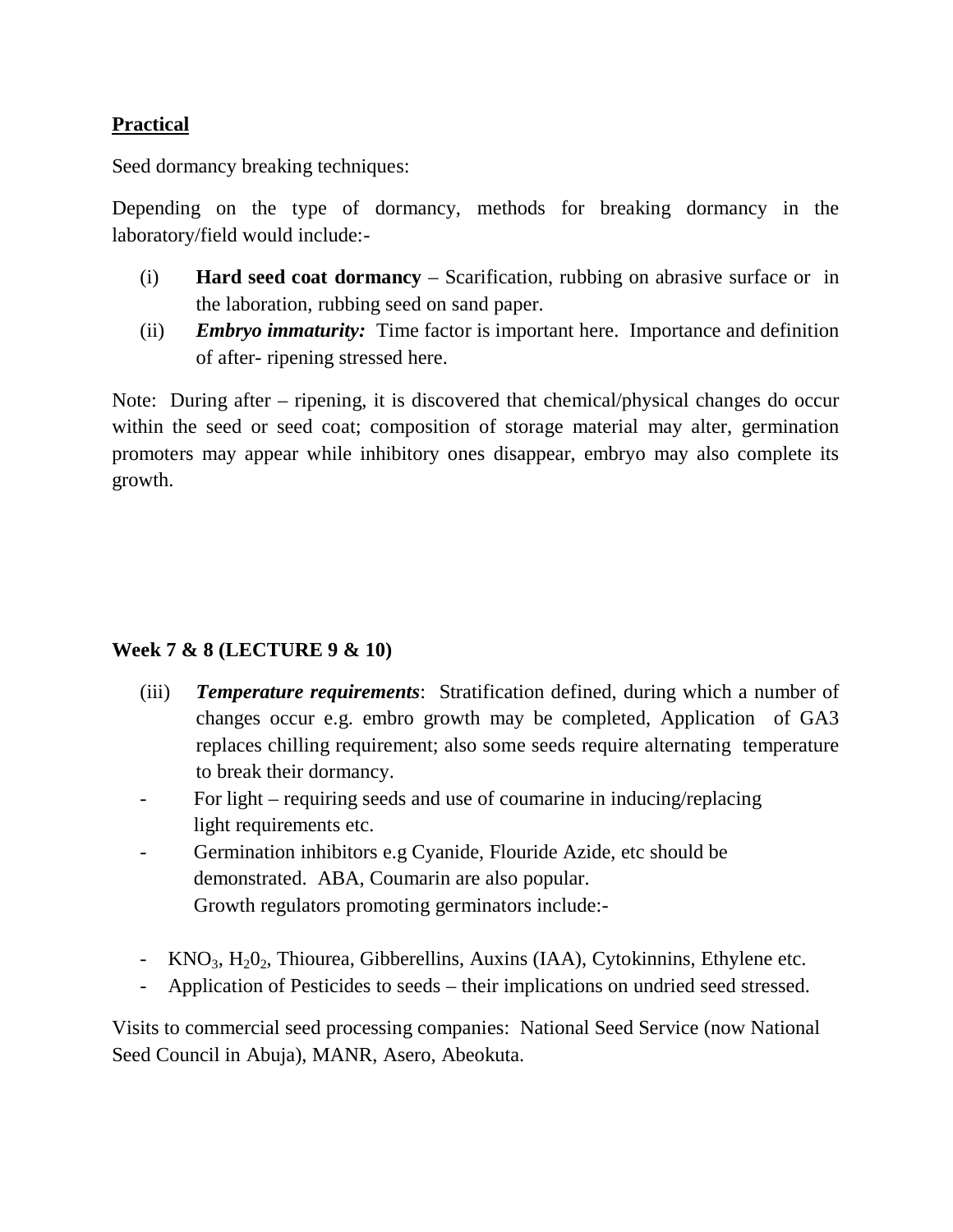**Practical**

Seed dormancy breaking techniques:

Depending on the type of dormancy, methods for breaking dormancy in the laboratory/field would include:-

(i) **Hard seed coat dormancy** – Scarification, rubbing on abrasive surface or in the laboration, rubbing seed on sand paper.

(ii) ***Embryo immaturity:*** Time factor is important here. Importance and definition of after- ripening stressed here.

Note: During after – ripening, it is discovered that chemical/physical changes do occur within the seed or seed coat; composition of storage material may alter, germination promoters may appear while inhibitory ones disappear, embryo may also complete its growth.

**Week 7 & 8 (LECTURE 9 & 10)**

(iii) ***Temperature requirements***: Stratification defined, during which a number of changes occur e.g. embro growth may be completed, Application of GA3 replaces chilling requirement; also some seeds require alternating temperature to break their dormancy.

- For light – requiring seeds and use of coumarine in inducing/replacing light requirements etc.
- Germination inhibitors e.g Cyanide, Flouride Azide, etc should be demonstrated. ABA, Coumarin are also popular.
  Growth regulators promoting germinators include:-

- $KNO_3$, $H_20_2$, Thiourea, Gibberellins, Auxins (IAA), Cytokinnins, Ethylene etc.
- Application of Pesticides to seeds – their implications on undried seed stressed.

Visits to commercial seed processing companies: National Seed Service (now National Seed Council in Abuja), MANR, Asero, Abeokuta.